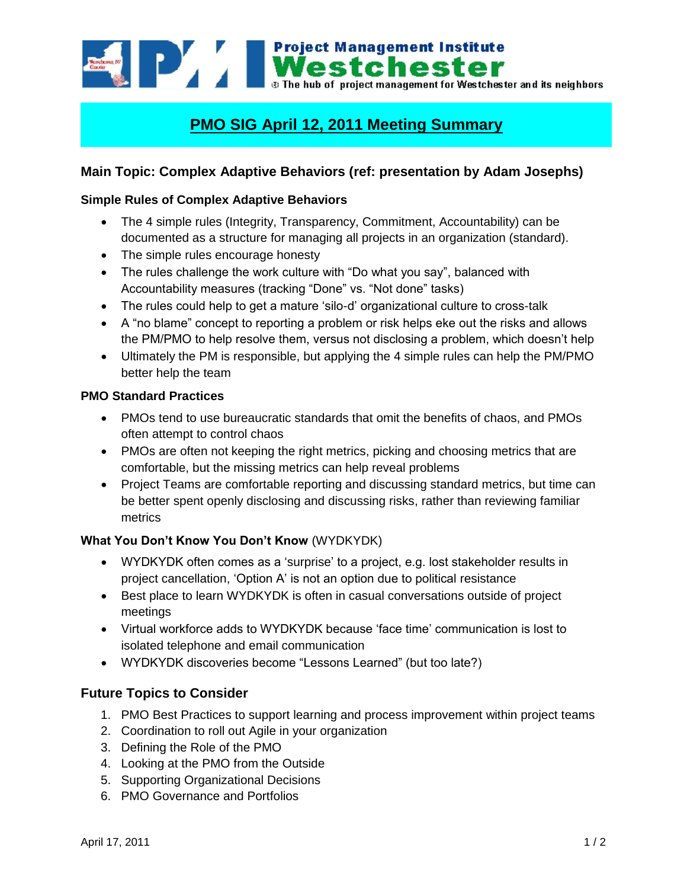Project Management Institute
Westchester
The hub of project management for Westchester and its neighbors

# PMO SIG April 12, 2011 Meeting Summary

## Main Topic: Complex Adaptive Behaviors (ref: presentation by Adam Josephs)

### Simple Rules of Complex Adaptive Behaviors

- The 4 simple rules (Integrity, Transparency, Commitment, Accountability) can be documented as a structure for managing all projects in an organization (standard).
- The simple rules encourage honesty
- The rules challenge the work culture with "Do what you say", balanced with Accountability measures (tracking "Done" vs. "Not done" tasks)
- The rules could help to get a mature 'silo-d' organizational culture to cross-talk
- A "no blame" concept to reporting a problem or risk helps eke out the risks and allows the PM/PMO to help resolve them, versus not disclosing a problem, which doesn't help
- Ultimately the PM is responsible, but applying the 4 simple rules can help the PM/PMO better help the team

### PMO Standard Practices

- PMOs tend to use bureaucratic standards that omit the benefits of chaos, and PMOs often attempt to control chaos
- PMOs are often not keeping the right metrics, picking and choosing metrics that are comfortable, but the missing metrics can help reveal problems
- Project Teams are comfortable reporting and discussing standard metrics, but time can be better spent openly disclosing and discussing risks, rather than reviewing familiar metrics

### **What You Don't Know You Don't Know** (WYDKYDK)

- WYDKYDK often comes as a 'surprise' to a project, e.g. lost stakeholder results in project cancellation, 'Option A' is not an option due to political resistance
- Best place to learn WYDKYDK is often in casual conversations outside of project meetings
- Virtual workforce adds to WYDKYDK because 'face time' communication is lost to isolated telephone and email communication
- WYDKYDK discoveries become "Lessons Learned" (but too late?)

## Future Topics to Consider

1. PMO Best Practices to support learning and process improvement within project teams
2. Coordination to roll out Agile in your organization
3. Defining the Role of the PMO
4. Looking at the PMO from the Outside
5. Supporting Organizational Decisions
6. PMO Governance and Portfolios

April 17, 2011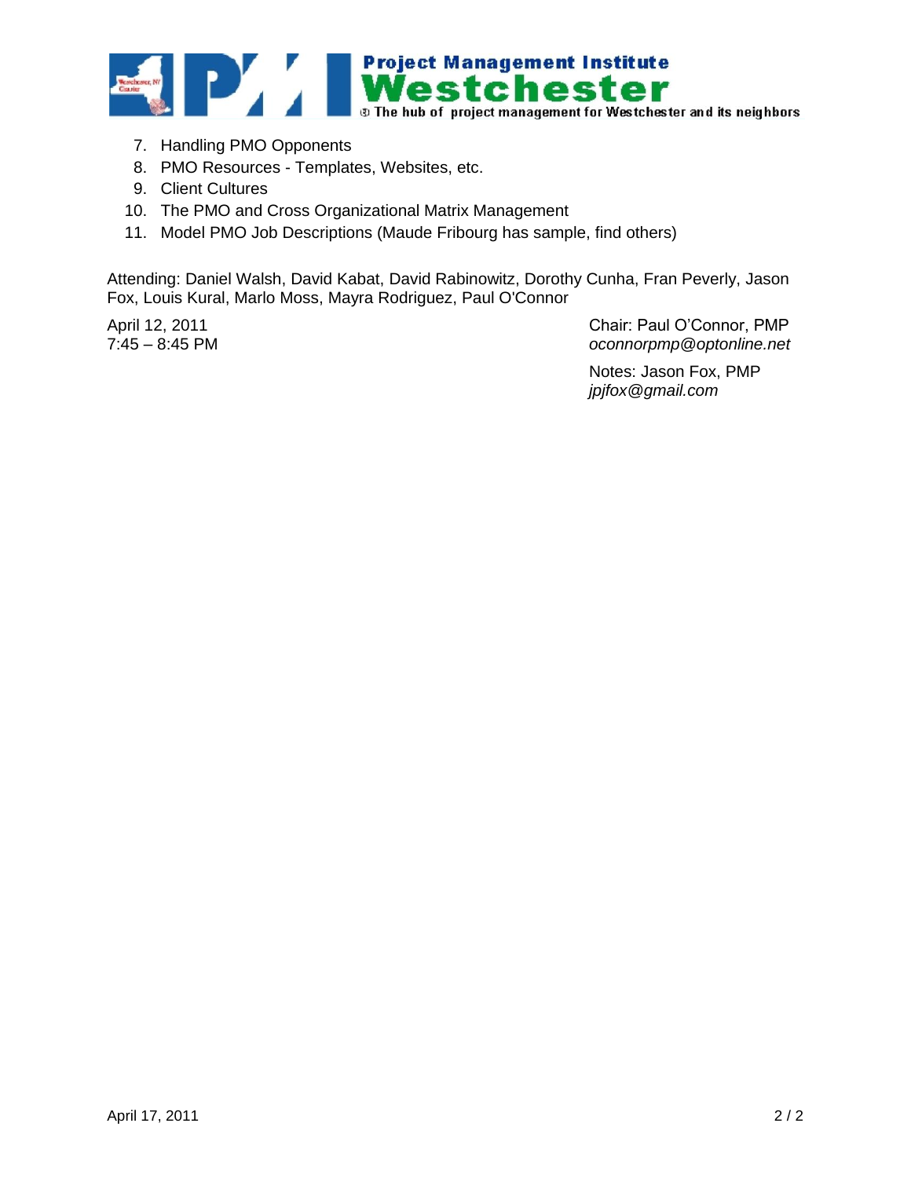7. Handling PMO Opponents
8. PMO Resources - Templates, Websites, etc.
9. Client Cultures
10. The PMO and Cross Organizational Matrix Management
11. Model PMO Job Descriptions (Maude Fribourg has sample, find others)

Attending: Daniel Walsh, David Kabat, David Rabinowitz, Dorothy Cunha, Fran Peverly, Jason Fox, Louis Kural, Marlo Moss, Mayra Rodriguez, Paul O'Connor

April 12, 2011
7:45 – 8:45 PM

Chair: Paul O'Connor, PMP
*oconnorpmp@optonline.net*

Notes: Jason Fox, PMP
*jpjfox@gmail.com*